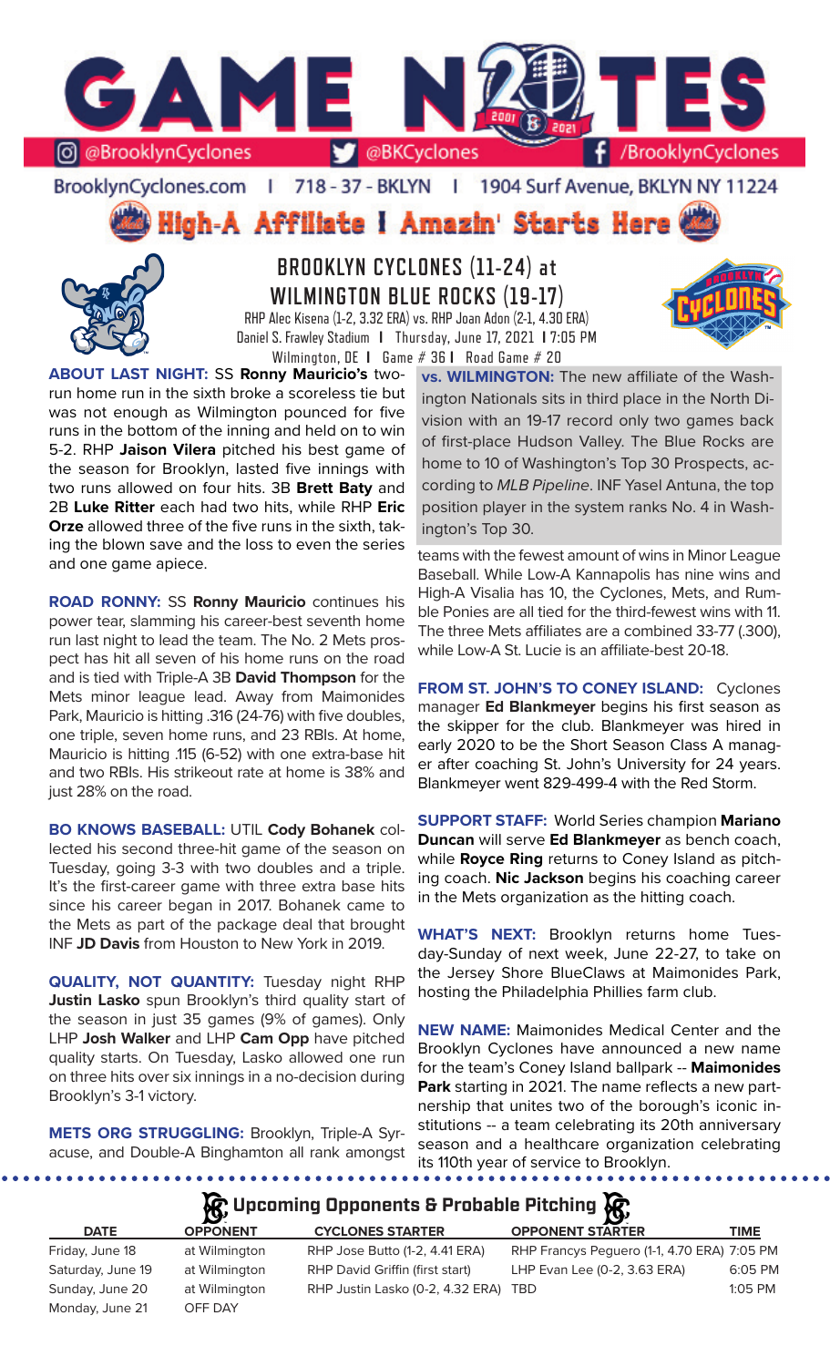# GAME NOTES

@BrooklynCyclones | @BKCyclones | /BrooklynCyclones

BrooklynCyclones.com | 718 - 37 - BKLYN | 1904 Surf Avenue, BKLYN NY 11224

## High-A Affiliate I Amazin' Starts Here

## BROOKLYN CYCLONES (11-24) at WILMINGTON BLUE ROCKS (19-17)

RHP Alec Kisena (1-2, 3.32 ERA) vs. RHP Joan Adon (2-1, 4.30 ERA)
Daniel S. Frawley Stadium | Thursday, June 17, 2021 | 7:05 PM
Wilmington, DE | Game # 36 | Road Game # 20

**ABOUT LAST NIGHT:** SS **Ronny Mauricio's** two-run home run in the sixth broke a scoreless tie but was not enough as Wilmington pounced for five runs in the bottom of the inning and held on to win 5-2. RHP **Jaison Vilera** pitched his best game of the season for Brooklyn, lasted five innings with two runs allowed on four hits. 3B **Brett Baty** and 2B **Luke Ritter** each had two hits, while RHP **Eric Orze** allowed three of the five runs in the sixth, taking the blown save and the loss to even the series and one game apiece.

**ROAD RONNY:** SS **Ronny Mauricio** continues his power tear, slamming his career-best seventh home run last night to lead the team. The No. 2 Mets prospect has hit all seven of his home runs on the road and is tied with Triple-A 3B **David Thompson** for the Mets minor league lead. Away from Maimonides Park, Mauricio is hitting .316 (24-76) with five doubles, one triple, seven home runs, and 23 RBIs. At home, Mauricio is hitting .115 (6-52) with one extra-base hit and two RBIs. His strikeout rate at home is 38% and just 28% on the road.

**BO KNOWS BASEBALL:** UTIL **Cody Bohanek** collected his second three-hit game of the season on Tuesday, going 3-3 with two doubles and a triple. It's the first-career game with three extra base hits since his career began in 2017. Bohanek came to the Mets as part of the package deal that brought INF **JD Davis** from Houston to New York in 2019.

**QUALITY, NOT QUANTITY:** Tuesday night RHP **Justin Lasko** spun Brooklyn's third quality start of the season in just 35 games (9% of games). Only LHP **Josh Walker** and LHP **Cam Opp** have pitched quality starts. On Tuesday, Lasko allowed one run on three hits over six innings in a no-decision during Brooklyn's 3-1 victory.

**METS ORG STRUGGLING:** Brooklyn, Triple-A Syracuse, and Double-A Binghamton all rank amongst teams with the fewest amount of wins in Minor League Baseball. While Low-A Kannapolis has nine wins and High-A Visalia has 10, the Cyclones, Mets, and Rumble Ponies are all tied for the third-fewest wins with 11. The three Mets affiliates are a combined 33-77 (.300), while Low-A St. Lucie is an affiliate-best 20-18.

**vs. WILMINGTON:** The new affiliate of the Washington Nationals sits in third place in the North Division with an 19-17 record only two games back of first-place Hudson Valley. The Blue Rocks are home to 10 of Washington's Top 30 Prospects, according to *MLB Pipeline*. INF Yasel Antuna, the top position player in the system ranks No. 4 in Washington's Top 30.

**FROM ST. JOHN'S TO CONEY ISLAND:** Cyclones manager **Ed Blankmeyer** begins his first season as the skipper for the club. Blankmeyer was hired in early 2020 to be the Short Season Class A manager after coaching St. John's University for 24 years. Blankmeyer went 829-499-4 with the Red Storm.

**SUPPORT STAFF:** World Series champion **Mariano Duncan** will serve **Ed Blankmeyer** as bench coach, while **Royce Ring** returns to Coney Island as pitching coach. **Nic Jackson** begins his coaching career in the Mets organization as the hitting coach.

**WHAT'S NEXT:** Brooklyn returns home Tuesday-Sunday of next week, June 22-27, to take on the Jersey Shore BlueClaws at Maimonides Park, hosting the Philadelphia Phillies farm club.

**NEW NAME:** Maimonides Medical Center and the Brooklyn Cyclones have announced a new name for the team's Coney Island ballpark -- **Maimonides Park** starting in 2021. The name reflects a new partnership that unites two of the borough's iconic institutions -- a team celebrating its 20th anniversary season and a healthcare organization celebrating its 110th year of service to Brooklyn.

## Upcoming Opponents & Probable Pitching

| DATE | OPPONENT | CYCLONES STARTER | OPPONENT STARTER | TIME |
|---|---|---|---|---|
| Friday, June 18 | at Wilmington | RHP Jose Butto (1-2, 4.41 ERA) | RHP Francys Peguero (1-1, 4.70 ERA) | 7:05 PM |
| Saturday, June 19 | at Wilmington | RHP David Griffin (first start) | LHP Evan Lee (0-2, 3.63 ERA) | 6:05 PM |
| Sunday, June 20 | at Wilmington | RHP Justin Lasko (0-2, 4.32 ERA) | TBD | 1:05 PM |
| Monday, June 21 | OFF DAY | | | |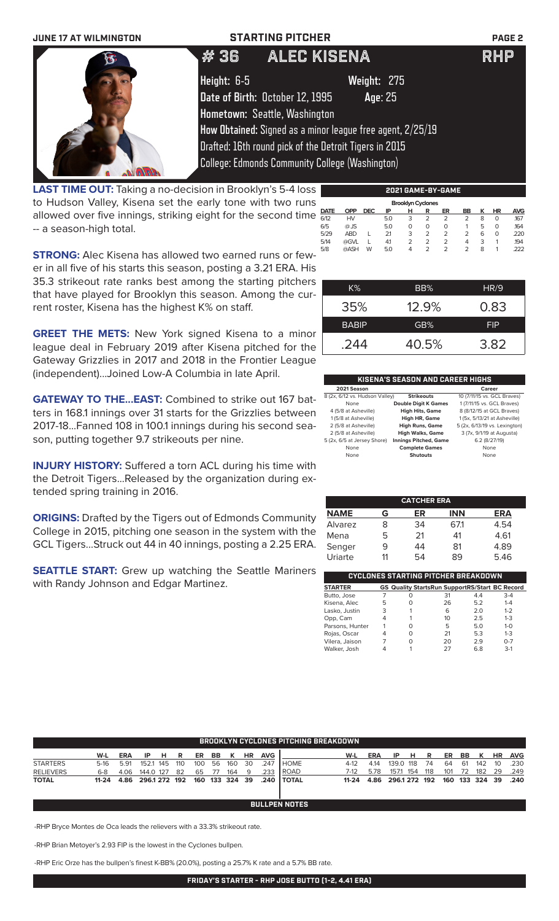JUNE 17 AT WILMINGTON

# STARTING PITCHER

## # 36 ALEC KISENA RHP

Height: 6-5 Weight: 275

Date of Birth: October 12, 1995 Age: 25

Hometown: Seattle, Washington

How Obtained: Signed as a minor league free agent, 2/25/19

Drafted: 16th round pick of the Detroit Tigers in 2015

College: Edmonds Community College (Washington)

**LAST TIME OUT:** Taking a no-decision in Brooklyn's 5-4 loss to Hudson Valley, Kisena set the early tone with two runs allowed over five innings, striking eight for the second time -- a season-high total.

**STRONG:** Alec Kisena has allowed two earned runs or fewer in all five of his starts this season, posting a 3.21 ERA. His 35.3 strikeout rate ranks best among the starting pitchers that have played for Brooklyn this season. Among the current roster, Kisena has the highest K% on staff.

**GREET THE METS:** New York signed Kisena to a minor league deal in February 2019 after Kisena pitched for the Gateway Grizzlies in 2017 and 2018 in the Frontier League (independent)...Joined Low-A Columbia in late April.

**GATEWAY TO THE...EAST:** Combined to strike out 167 batters in 168.1 innings over 31 starts for the Grizzlies between 2017-18...Fanned 108 in 100.1 innings during his second season, putting together 9.7 strikeouts per nine.

**INJURY HISTORY:** Suffered a torn ACL during his time with the Detroit Tigers...Released by the organization during extended spring training in 2016.

**ORIGINS:** Drafted by the Tigers out of Edmonds Community College in 2015, pitching one season in the system with the GCL Tigers...Struck out 44 in 40 innings, posting a 2.25 ERA.

**SEATTLE START:** Grew up watching the Seattle Mariners with Randy Johnson and Edgar Martinez.

**2021 GAME-BY-GAME**

Brooklyn Cyclones

| DATE | OPP | DEC | IP | H | R | ER | BB | K | HR | AVG |
|---|---|---|---|---|---|---|---|---|---|---|
| 6/12 | HV | | 5.0 | 3 | 2 | 2 | 2 | 8 | 0 | .167 |
| 6/5 | @JS | | 5.0 | 0 | 0 | 0 | 1 | 5 | 0 | .164 |
| 5/29 | ABD | L | 2.1 | 3 | 2 | 2 | 2 | 6 | 0 | .220 |
| 5/14 | @GVL | L | 4.1 | 2 | 2 | 2 | 4 | 3 | 1 | .194 |
| 5/8 | @ASH | W | 5.0 | 4 | 2 | 2 | 2 | 8 | 1 | .222 |

| K% | BB% | HR/9 |
|---|---|---|
| 35% | 12.9% | 0.83 |
| **BABIP** | **GB%** | **FIP** |
| .244 | 40.5% | 3.82 |

**KISENA'S SEASON AND CAREER HIGHS**

| 2021 Season | | Career |
|---|---|---|
| 8 (2x, 6/12 vs. Hudson Valley) | Strikeouts | 10 (7/11/15 vs. GCL Braves) |
| None | Double Digit K Games | 1 (7/11/15 vs. GCL Braves) |
| 4 (5/8 at Asheville) | High Hits, Game | 8 (8/12/15 at GCL Braves) |
| 1 (5/8 at Asheville) | High HR, Game | 1 (5x, 5/13/21 at Asheville) |
| 2 (5/8 at Asheville) | High Runs, Game | 5 (2x, 6/13/19 vs. Lexington) |
| 2 (5/8 at Asheville) | High Walks, Game | 3 (7x, 9/1/19 at Augusta) |
| 5 (2x, 6/5 at Jersey Shore) | Innings Pitched, Game | 6.2 (8/27/19) |
| None | Complete Games | None |
| None | Shutouts | None |

**CATCHER ERA**

| NAME | G | ER | INN | ERA |
|---|---|---|---|---|
| Alvarez | 8 | 34 | 67.1 | 4.54 |
| Mena | 5 | 21 | 41 | 4.61 |
| Senger | 9 | 44 | 81 | 4.89 |
| Uriarte | 11 | 54 | 89 | 5.46 |

**CYCLONES STARTING PITCHER BREAKDOWN**

| STARTER | GS | Quality Starts | Run Support | RS/Start | BC Record |
|---|---|---|---|---|---|
| Butto, Jose | 7 | 0 | 31 | 4.4 | 3-4 |
| Kisena, Alec | 5 | 0 | 26 | 5.2 | 1-4 |
| Lasko, Justin | 3 | 1 | 6 | 2.0 | 1-2 |
| Opp, Cam | 4 | 1 | 10 | 2.5 | 1-3 |
| Parsons, Hunter | 1 | 0 | 5 | 5.0 | 1-0 |
| Rojas, Oscar | 4 | 0 | 21 | 5.3 | 1-3 |
| Vilera, Jaison | 7 | 0 | 20 | 2.9 | 0-7 |
| Walker, Josh | 4 | 1 | 27 | 6.8 | 3-1 |

**BROOKLYN CYCLONES PITCHING BREAKDOWN**

| | W-L | ERA | IP | H | R | ER | BB | K | HR | AVG |
|---|---|---|---|---|---|---|---|---|---|---|
| STARTERS | 5-16 | 5.91 | 152.1 | 145 | 110 | 100 | 56 | 160 | 30 | .247 |
| RELIEVERS | 6-8 | 4.06 | 144.0 | 127 | 82 | 65 | 77 | 164 | 9 | .233 |
| TOTAL | 11-24 | 4.86 | 296.1 | 272 | 192 | 160 | 133 | 324 | 39 | .240 |

| | W-L | ERA | IP | H | R | ER | BB | K | HR | AVG |
|---|---|---|---|---|---|---|---|---|---|---|
| HOME | 4-12 | 4.14 | 139.0 | 118 | 74 | 64 | 61 | 142 | 10 | .230 |
| ROAD | 7-12 | 5.78 | 157.1 | 154 | 118 | 101 | 72 | 182 | 29 | .249 |
| TOTAL | 11-24 | 4.86 | 296.1 | 272 | 192 | 160 | 133 | 324 | 39 | .240 |

**BULLPEN NOTES**

-RHP Bryce Montes de Oca leads the relievers with a 33.3% strikeout rate.

-RHP Brian Metoyer's 2.93 FIP is the lowest in the Cyclones bullpen.

-RHP Eric Orze has the bullpen's finest K-BB% (20.0%), posting a 25.7% K rate and a 5.7% BB rate.

**FRIDAY'S STARTER - RHP JOSE BUTTO (1-2, 4.41 ERA)**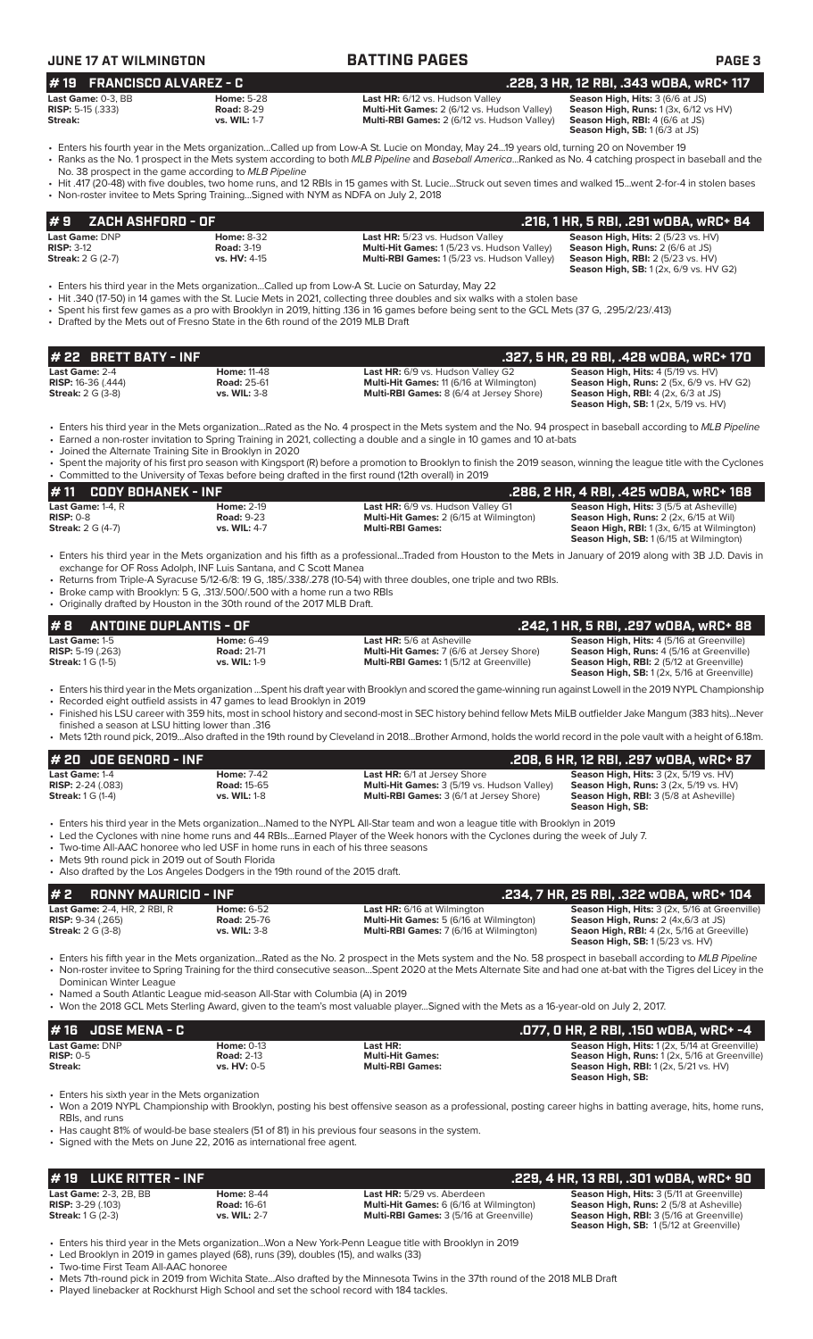# JUNE 17 AT WILMINGTON — BATTING PAGES

## # 19 FRANCISCO ALVAREZ - C — .228, 3 HR, 12 RBI, .343 wOBA, wRC+ 117

| | | | |
|---|---|---|---|
| **Last Game:** 0-3, BB | **Home:** 5-28 | **Last HR:** 6/12 vs. Hudson Valley | **Season High, Hits:** 3 (6/6 at JS) |
| **RISP:** 5-15 (.333) | **Road:** 8-29 | **Multi-Hit Games:** 2 (6/12 vs. Hudson Valley) | **Season High, Runs:** 1 (3x, 6/12 vs HV) |
| **Streak:** | **vs. WIL:** 1-7 | **Multi-RBI Games:** 2 (6/12 vs. Hudson Valley) | **Season High, RBI:** 4 (6/6 at JS) |
| | | | **Season High, SB:** 1 (6/3 at JS) |

- Enters his fourth year in the Mets organization...Called up from Low-A St. Lucie on Monday, May 24...19 years old, turning 20 on November 19
- Ranks as the No. 1 prospect in the Mets system according to both *MLB Pipeline* and *Baseball America*...Ranked as No. 4 catching prospect in baseball and the No. 38 prospect in the game according to *MLB Pipeline*
- Hit .417 (20-48) with five doubles, two home runs, and 12 RBIs in 15 games with St. Lucie...Struck out seven times and walked 15...went 2-for-4 in stolen bases
- Non-roster invitee to Mets Spring Training...Signed with NYM as NDFA on July 2, 2018

## # 9 ZACH ASHFORD - OF — .216, 1 HR, 5 RBI, .291 wOBA, wRC+ 84

| | | | |
|---|---|---|---|
| **Last Game:** DNP | **Home:** 8-32 | **Last HR:** 5/23 vs. Hudson Valley | **Season High, Hits:** 2 (5/23 vs. HV) |
| **RISP:** 3-12 | **Road:** 3-19 | **Multi-Hit Games:** 1 (5/23 vs. Hudson Valley) | **Season High, Runs:** 2 (6/6 at JS) |
| **Streak:** 2 G (2-7) | **vs. HV:** 4-15 | **Multi-RBI Games:** 1 (5/23 vs. Hudson Valley) | **Season High, RBI:** 2 (5/23 vs. HV) |
| | | | **Season High, SB:** 1 (2x, 6/9 vs. HV G2) |

- Enters his third year in the Mets organization...Called up from Low-A St. Lucie on Saturday, May 22
- Hit .340 (17-50) in 14 games with the St. Lucie Mets in 2021, collecting three doubles and six walks with a stolen base
- Spent his first few games as a pro with Brooklyn in 2019, hitting .136 in 16 games before being sent to the GCL Mets (37 G, .295/2/23/.413)
- Drafted by the Mets out of Fresno State in the 6th round of the 2019 MLB Draft

## # 22 BRETT BATY - INF — .327, 5 HR, 29 RBI, .428 wOBA, wRC+ 170

| | | | |
|---|---|---|---|
| **Last Game:** 2-4 | **Home:** 11-48 | **Last HR:** 6/9 vs. Hudson Valley G2 | **Season High, Hits:** 4 (5/19 vs. HV) |
| **RISP:** 16-36 (.444) | **Road:** 25-61 | **Multi-Hit Games:** 11 (6/16 at Wilmington) | **Season High, Runs:** 2 (5x, 6/9 vs. HV G2) |
| **Streak:** 2 G (3-8) | **vs. WIL:** 3-8 | **Multi-RBI Games:** 8 (6/4 at Jersey Shore) | **Season High, RBI:** 4 (2x, 6/3 at JS) |
| | | | **Season High, SB:** 1 (2x, 5/19 vs. HV) |

- Enters his third year in the Mets organization...Rated as the No. 4 prospect in the Mets system and the No. 94 prospect in baseball according to *MLB Pipeline*
- Earned a non-roster invitation to Spring Training in 2021, collecting a double and a single in 10 games and 10 at-bats
- Joined the Alternate Training Site in Brooklyn in 2020
- Spent the majority of his first pro season with Kingsport (R) before a promotion to Brooklyn to finish the 2019 season, winning the league title with the Cyclones
- Committed to the University of Texas before being drafted in the first round (12th overall) in 2019

## # 11 CODY BOHANEK - INF — .286, 2 HR, 4 RBI, .425 wOBA, wRC+ 168

| | | | |
|---|---|---|---|
| **Last Game:** 1-4, R | **Home:** 2-19 | **Last HR:** 6/9 vs. Hudson Valley G1 | **Season High, Hits:** 3 (5/5 at Asheville) |
| **RISP:** 0-8 | **Road:** 9-23 | **Multi-Hit Games:** 2 (6/15 at Wilmington) | **Season High, Runs:** 2 (2x, 6/15 at Wil) |
| **Streak:** 2 G (4-7) | **vs. WIL:** 4-7 | **Multi-RBI Games:** | **Seaon High, RBI:** 1 (3x, 6/15 at Wilmington) |
| | | | **Season High, SB:** 1 (6/15 at Wilmington) |

- Enters his third year in the Mets organization and his fifth as a professional...Traded from Houston to the Mets in January of 2019 along with 3B J.D. Davis in exchange for OF Ross Adolph, INF Luis Santana, and C Scott Manea
- Returns from Triple-A Syracuse 5/12-6/8: 19 G, .185/.338/.278 (10-54) with three doubles, one triple and two RBIs.
- Broke camp with Brooklyn: 5 G, .313/.500/.500 with a home run a two RBIs
- Originally drafted by Houston in the 30th round of the 2017 MLB Draft.

## # 8 ANTOINE DUPLANTIS - OF — .242, 1 HR, 5 RBI, .297 wOBA, wRC+ 88

| | | | |
|---|---|---|---|
| **Last Game:** 1-5 | **Home:** 6-49 | **Last HR:** 5/6 at Asheville | **Season High, Hits:** 4 (5/16 at Greenville) |
| **RISP:** 5-19 (.263) | **Road:** 21-71 | **Multi-Hit Games:** 7 (6/6 at Jersey Shore) | **Season High, Runs:** 4 (5/16 at Greenville) |
| **Streak:** 1 G (1-5) | **vs. WIL:** 1-9 | **Multi-RBI Games:** 1 (5/12 at Greenville) | **Season High, RBI:** 2 (5/12 at Greenville) |
| | | | **Season High, SB:** 1 (2x, 5/16 at Greenville) |

- Enters his third year in the Mets organization ...Spent his draft year with Brooklyn and scored the game-winning run against Lowell in the 2019 NYPL Championship
- Recorded eight outfield assists in 47 games to lead Brooklyn in 2019
- Finished his LSU career with 359 hits, most in school history and second-most in SEC history behind fellow Mets MiLB outfielder Jake Mangum (383 hits)...Never finished a season at LSU hitting lower than .316
- Mets 12th round pick, 2019...Also drafted in the 19th round by Cleveland in 2018...Brother Armond, holds the world record in the pole vault with a height of 6.18m.

## # 20 JOE GENORD - INF — .208, 6 HR, 12 RBI, .297 wOBA, wRC+ 87

| | | | |
|---|---|---|---|
| **Last Game:** 1-4 | **Home:** 7-42 | **Last HR:** 6/1 at Jersey Shore | **Season High, Hits:** 3 (2x, 5/19 vs. HV) |
| **RISP:** 2-24 (.083) | **Road:** 15-65 | **Multi-Hit Games:** 3 (5/19 vs. Hudson Valley) | **Season High, Runs:** 3 (2x, 5/19 vs. HV) |
| **Streak:** 1 G (1-4) | **vs. WIL:** 1-8 | **Multi-RBI Games:** 3 (6/1 at Jersey Shore) | **Season High, RBI:** 3 (5/8 at Asheville) |
| | | | **Season High, SB:** |

- Enters his third year in the Mets organization...Named to the NYPL All-Star team and won a league title with Brooklyn in 2019
- Led the Cyclones with nine home runs and 44 RBIs...Earned Player of the Week honors with the Cyclones during the week of July 7.
- Two-time All-AAC honoree who led USF in home runs in each of his three seasons
- Mets 9th round pick in 2019 out of South Florida
- Also drafted by the Los Angeles Dodgers in the 19th round of the 2015 draft.

## # 2 RONNY MAURICIO - INF — .234, 7 HR, 25 RBI, .322 wOBA, wRC+ 104

| | | | |
|---|---|---|---|
| **Last Game:** 2-4, HR, 2 RBI, R | **Home:** 6-52 | **Last HR:** 6/16 at Wilmington | **Season High, Hits:** 3 (2x, 5/16 at Greenville) |
| **RISP:** 9-34 (.265) | **Road:** 25-76 | **Multi-Hit Games:** 5 (6/16 at Wilmington) | **Season High, Runs:** 2 (4x,6/3 at JS) |
| **Streak:** 2 G (3-8) | **vs. WIL:** 3-8 | **Multi-RBI Games:** 7 (6/16 at Wilmington) | **Seaon High, RBI:** 4 (2x, 5/16 at Greeville) |
| | | | **Season High, SB:** 1 (5/23 vs. HV) |

- Enters his fifth year in the Mets organization...Rated as the No. 2 prospect in the Mets system and the No. 58 prospect in baseball according to *MLB Pipeline*
- Non-roster invitee to Spring Training for the third consecutive season...Spent 2020 at the Mets Alternate Site and had one at-bat with the Tigres del Licey in the Dominican Winter League
- Named a South Atlantic League mid-season All-Star with Columbia (A) in 2019
- Won the 2018 GCL Mets Sterling Award, given to the team's most valuable player...Signed with the Mets as a 16-year-old on July 2, 2017.

## # 16 JOSE MENA - C — .077, 0 HR, 2 RBI, .150 wOBA, wRC+ -4

| | | | |
|---|---|---|---|
| **Last Game:** DNP | **Home:** 0-13 | **Last HR:** | **Season High, Hits:** 1 (2x, 5/14 at Greenville) |
| **RISP:** 0-5 | **Road:** 2-13 | **Multi-Hit Games:** | **Season High, Runs:** 1 (2x, 5/16 at Greenville) |
| **Streak:** | **vs. HV:** 0-5 | **Multi-RBI Games:** | **Season High, RBI:** 1 (2x, 5/21 vs. HV) |
| | | | **Season High, SB:** |

- Enters his sixth year in the Mets organization
- Won a 2019 NYPL Championship with Brooklyn, posting his best offensive season as a professional, posting career highs in batting average, hits, home runs, RBIs, and runs
- Has caught 81% of would-be base stealers (51 of 81) in his previous four seasons in the system.
- Signed with the Mets on June 22, 2016 as international free agent.

## # 19 LUKE RITTER - INF — .229, 4 HR, 13 RBI, .301 wOBA, wRC+ 90

| | | | |
|---|---|---|---|
| **Last Game:** 2-3, 2B, BB | **Home:** 8-44 | **Last HR:** 5/29 vs. Aberdeen | **Season High, Hits:** 3 (5/11 at Greenville) |
| **RISP:** 3-29 (.103) | **Road:** 16-61 | **Multi-Hit Games:** 6 (6/16 at Wilmington) | **Season High, Runs:** 2 (5/8 at Asheville) |
| **Streak:** 1 G (2-3) | **vs. WIL:** 2-7 | **Multi-RBI Games:** 3 (5/16 at Greenville) | **Season High, RBI:** 3 (5/16 at Greenville) |
| | | | **Season High, SB:** 1 (5/12 at Greenville) |

- Enters his third year in the Mets organization...Won a New York-Penn League title with Brooklyn in 2019
- Led Brooklyn in 2019 in games played (68), runs (39), doubles (15), and walks (33)
- Two-time First Team All-AAC honoree
- Mets 7th-round pick in 2019 from Wichita State...Also drafted by the Minnesota Twins in the 37th round of the 2018 MLB Draft
- Played linebacker at Rockhurst High School and set the school record with 184 tackles.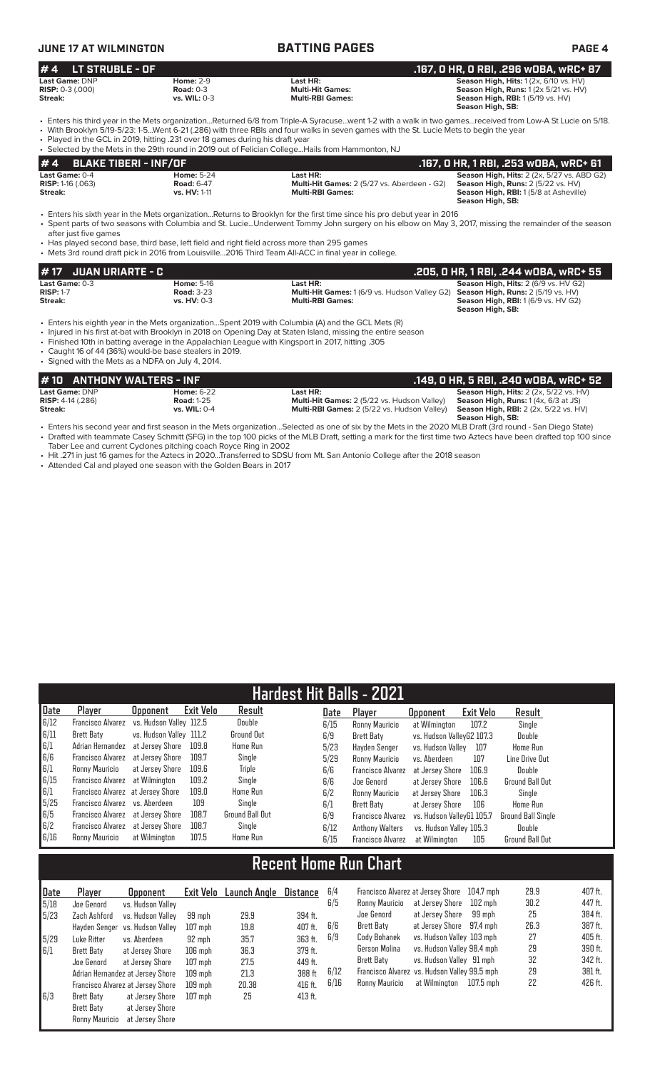## #4 LT STRUBLE - OF

**.167, 0 HR, 0 RBI, .296 wOBA, wRC+ 87**

**Last Game:** DNP | **Home:** 2-9 | **Last HR:** | **Season High, Hits:** 1 (2x, 6/10 vs. HV)
**RISP:** 0-3 (.000) | **Road:** 0-3 | **Multi-Hit Games:** | **Season High, Runs:** 1 (2x 5/21 vs. HV)
**Streak:** | **vs. WIL:** 0-3 | **Multi-RBI Games:** | **Season High, RBI:** 1 (5/19 vs. HV)
**Season High, SB:**

- Enters his third year in the Mets organization...Returned 6/8 from Triple-A Syracuse...went 1-2 with a walk in two games...received from Low-A St Lucie on 5/18.
- With Brooklyn 5/19-5/23: 1-5...Went 6-21 (.286) with three RBIs and four walks in seven games with the St. Lucie Mets to begin the year
- Played in the GCL in 2019, hitting .231 over 18 games during his draft year
- Selected by the Mets in the 29th round in 2019 out of Felician College...Hails from Hammonton, NJ

## #4 BLAKE TIBERI - INF/OF

**.167, 0 HR, 1 RBI, .253 wOBA, wRC+ 61**

**Last Game:** 0-4 | **Home:** 5-24 | **Last HR:** | **Season High, Hits:** 2 (2x, 5/27 vs. ABD G2)
**RISP:** 1-16 (.063) | **Road:** 6-47 | **Multi-Hit Games:** 2 (5/27 vs. Aberdeen - G2) | **Season High, Runs:** 2 (5/22 vs. HV)
**Streak:** | **vs. HV:** 1-11 | **Multi-RBI Games:** | **Season High, RBI:** 1 (5/8 at Asheville)
**Season High, SB:**

- Enters his sixth year in the Mets organization...Returns to Brooklyn for the first time since his pro debut year in 2016
- Spent parts of two seasons with Columbia and St. Lucie...Underwent Tommy John surgery on his elbow on May 3, 2017, missing the remainder of the season after just five games
- Has played second base, third base, left field and right field across more than 295 games
- Mets 3rd round draft pick in 2016 from Louisville...2016 Third Team All-ACC in final year in college.

## #17 JUAN URIARTE - C

**.205, 0 HR, 1 RBI, .244 wOBA, wRC+ 55**

**Last Game:** 0-3 | **Home:** 5-16 | **Last HR:** | **Season High, Hits:** 2 (6/9 vs. HV G2)
**RISP:** 1-7 | **Road:** 3-23 | **Multi-Hit Games:** 1 (6/9 vs. Hudson Valley G2) | **Season High, Runs:** 2 (5/19 vs. HV)
**Streak:** | **vs. HV:** 0-3 | **Multi-RBI Games:** | **Season High, RBI:** 1 (6/9 vs. HV G2)
**Season High, SB:**

- Enters his eighth year in the Mets organization...Spent 2019 with Columbia (A) and the GCL Mets (R)
- Injured in his first at-bat with Brooklyn in 2018 on Opening Day at Staten Island, missing the entire season
- Finished 10th in batting average in the Appalachian League with Kingsport in 2017, hitting .305
- Caught 16 of 44 (36%) would-be base stealers in 2019.
- Signed with the Mets as a NDFA on July 4, 2014.

## #10 ANTHONY WALTERS - INF

**.149, 0 HR, 5 RBI, .240 wOBA, wRC+ 52**

**Last Game:** DNP | **Home:** 6-22 | **Last HR:** | **Season High, Hits:** 2 (2x, 5/22 vs. HV)
**RISP:** 4-14 (.286) | **Road:** 1-25 | **Multi-Hit Games:** 2 (5/22 vs. Hudson Valley) | **Season High, Runs:** 1 (4x, 6/3 at JS)
**Streak:** | **vs. WIL:** 0-4 | **Multi-RBI Games:** 2 (5/22 vs. Hudson Valley) | **Season High, RBI:** 2 (2x, 5/22 vs. HV)
**Season High, SB:**

- Enters his second year and first season in the Mets organization...Selected as one of six by the Mets in the 2020 MLB Draft (3rd round - San Diego State)
- Drafted with teammate Casey Schmitt (SFG) in the top 100 picks of the MLB Draft, setting a mark for the first time two Aztecs have been drafted top 100 since Taber Lee and current Cyclones pitching coach Royce Ring in 2002
- Hit .271 in just 16 games for the Aztecs in 2020...Transferred to SDSU from Mt. San Antonio College after the 2018 season
- Attended Cal and played one season with the Golden Bears in 2017

## Hardest Hit Balls - 2021

| Date | Player | Opponent | Exit Velo | Result |
|---|---|---|---|---|
| 6/12 | Francisco Alvarez | vs. Hudson Valley | 112.5 | Double |
| 6/11 | Brett Baty | vs. Hudson Valley | 111.2 | Ground Out |
| 6/1 | Adrian Hernandez | at Jersey Shore | 109.8 | Home Run |
| 6/6 | Francisco Alvarez | at Jersey Shore | 109.7 | Single |
| 6/1 | Ronny Mauricio | at Jersey Shore | 109.6 | Triple |
| 6/15 | Francisco Alvarez | at Wilmington | 109.2 | Single |
| 6/1 | Francisco Alvarez | at Jersey Shore | 109.0 | Home Run |
| 5/25 | Francisco Alvarez | vs. Aberdeen | 109 | Single |
| 6/5 | Francisco Alvarez | at Jersey Shore | 108.7 | Ground Ball Out |
| 6/2 | Francisco Alvarez | at Jersey Shore | 108.7 | Single |
| 6/16 | Ronny Mauricio | at Wilmington | 107.5 | Home Run |
| 6/15 | Ronny Mauricio | at Wilmington | 107.2 | Single |
| 6/9 | Brett Baty | vs. Hudson Valley G2 | 107.3 | Double |
| 5/23 | Hayden Senger | vs. Hudson Valley | 107 | Home Run |
| 5/29 | Ronny Mauricio | vs. Aberdeen | 107 | Line Drive Out |
| 6/6 | Francisco Alvarez | at Jersey Shore | 106.9 | Double |
| 6/6 | Joe Genord | at Jersey Shore | 106.6 | Ground Ball Out |
| 6/2 | Ronny Mauricio | at Jersey Shore | 106.3 | Single |
| 6/1 | Brett Baty | at Jersey Shore | 106 | Home Run |
| 6/9 | Francisco Alvarez | vs. Hudson Valley G1 | 105.7 | Ground Ball Single |
| 6/12 | Anthony Walters | vs. Hudson Valley | 105.3 | Double |
| 6/15 | Francisco Alvarez | at Wilmington | 105 | Ground Ball Out |

## Recent Home Run Chart

| Date | Player | Opponent | Exit Velo | Launch Angle | Distance |
|---|---|---|---|---|---|
| 5/18 | Joe Genord | vs. Hudson Valley | | | |
| 5/23 | Zach Ashford | vs. Hudson Valley | 99 mph | 29.9 | 394 ft. |
| | Hayden Senger | vs. Hudson Valley | 107 mph | 19.8 | 407 ft. |
| 5/29 | Luke Ritter | vs. Aberdeen | 92 mph | 35.7 | 363 ft. |
| 6/1 | Brett Baty | at Jersey Shore | 106 mph | 36.3 | 379 ft. |
| | Joe Genord | at Jersey Shore | 107 mph | 27.5 | 449 ft. |
| | Adrian Hernandez | at Jersey Shore | 109 mph | 21.3 | 388 ft |
| | Francisco Alvarez | at Jersey Shore | 109 mph | 20.38 | 416 ft. |
| 6/3 | Brett Baty | at Jersey Shore | 107 mph | 25 | 413 ft. |
| | Brett Baty | at Jersey Shore | | | |
| | Ronny Mauricio | at Jersey Shore | | | |
| 6/4 | Francisco Alvarez | at Jersey Shore | 104.7 mph | 29.9 | 407 ft. |
| 6/5 | Ronny Mauricio | at Jersey Shore | 102 mph | 30.2 | 447 ft. |
| | Joe Genord | at Jersey Shore | 99 mph | 25 | 384 ft. |
| 6/6 | Brett Baty | at Jersey Shore | 97.4 mph | 26.3 | 387 ft. |
| 6/9 | Cody Bohanek | vs. Hudson Valley | 103 mph | 27 | 405 ft. |
| | Gerson Molina | vs. Hudson Valley | 98.4 mph | 29 | 390 ft. |
| | Brett Baty | vs. Hudson Valley | 91 mph | 32 | 342 ft. |
| 6/12 | Francisco Alvarez | vs. Hudson Valley | 99.5 mph | 29 | 381 ft. |
| 6/16 | Ronny Mauricio | at Wilmington | 107.5 mph | 22 | 426 ft. |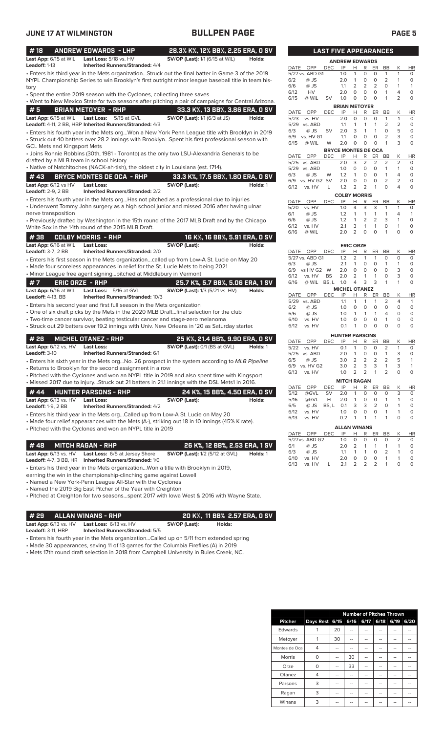## JUNE 17 AT WILMINGTON — BULLPEN PAGE

### # 18 ANDREW EDWARDS - LHP — 28.3% K%, 12% BB%, 2.25 ERA, 0 SV

**Last App:** 6/15 at WIL **Last Loss:** 5/18 vs. HV **SV/OP (Last):** 1/1 (6/15 at WIL) **Holds:**
**Leadoff:** 1-13 **Inherited Runners/Stranded:** 4/4

- Enters his third year in the Mets organization...Struck out the final batter in Game 3 of the 2019 NYPL Championship Series to win Brooklyn's first outright minor league baseball title in team history
- Spent the entire 2019 season with the Cyclones, collecting three saves
- Went to New Mexico State for two seasons after pitching a pair of campaigns for Central Arizona.

### # 5 BRIAN METOYER - RHP — 33.3 K%, 13 BB%, 3.86 ERA, 0 SV

**Last App:** 6/15 at WIL **Last Loss:** 5/15 at GVL **SV/OP (Last):** 1/1 (6/3 at JS) **Holds:**
**Leadoff:** 4-11, 2 BB, HBP **Inherited Runners/Stranded:** 4/3

- Enters his fourth year in the Mets org...Won a New York Penn League title with Brooklyn in 2019
- Struck out 40 batters over 28.2 innings with Brooklyn...Spent his first professional season with GCL Mets and Kingsport Mets
- Joins Ronnie Robbins (30th, 1981 - Toronto) as the only two LSU-Alexandria Generals to be drafted by a MLB team in school history
- Native of Natchitoches (NACK-ah-tish), the oldest city in Louisiana (est. 1714).

### # 43 BRYCE MONTES DE OCA - RHP — 33.3 K%, 17.5 BB%, 1.80 ERA, 0 SV

**Last App:** 6/12 vs HV **Last Loss:** **SV/OP (Last):** **Holds:** 1
**Leadoff:** 2-9, 2 BB **Inherited Runners/Stranded:** 2/2

- Enters his fourth year in the Mets org...Has not pitched as a professional due to injuries
- Underwent Tommy John surgery as a high school junior and missed 2016 after having ulnar nerve transposition
- Previously drafted by Washington in the 15th round of the 2017 MLB Draft and by the Chicago White Sox in the 14th round of the 2015 MLB Draft.

### # 38 COLBY MORRIS - RHP — 16 K%, 16 BB%, 5.91 ERA, 0 SV

**Last App:** 6/16 at WIL **Last Loss:** **SV/OP (Last):** **Holds:**
**Leadoff:** 3-7, 2 BB **Inherited Runners/Stranded:** 2/0

- Enters his first season in the Mets organization...called up from Low-A St. Lucie on May 20
- Made four scoreless appearances in relief for the St. Lucie Mets to being 2021
- Minor League free agent signing...pitched at Middlebury in Vermont

### # 7 ERIC ORZE - RHP — 25.7 K%, 5.7 BB%, 5.06 ERA, 1 SV

**Last App:** 6/16 at WIL **Last Loss:** 5/16 at GVL **SV/OP (Last):** 1/3 (5/21 vs. HV) **Holds:**
**Leadoff:** 4-13, BB **Inherited Runners/Stranded:** 10/3

- Enters his second year and first full season in the Mets organization
- One of six draft picks by the Mets in the 2020 MLB Draft...final selection for the club
- Two-time cancer survivor, beating testicular cancer and stage-zero melanoma
- Struck out 29 batters over 19.2 innings with Univ. New Orleans in '20 as Saturday starter.

### # 26 MICHEL OTANEZ - RHP — 25 K%, 21.4 BB%, 9.90 ERA, 0 SV

**Last App:** 6/12 vs. HV **Last Loss:** **SV/OP (Last):** 0/1 (BS at GVL) **Holds:** 1
**Leadoff:** 3-10 **Inherited Runners/Stranded:** 6/1

- Enters his sixth year in the Mets org...No. 26 prospect in the system according to *MLB Pipeline*
- Returns to Brooklyn for the second assignment in a row
- Pitched with the Cyclones and won an NYPL title in 2019 and also spent time with Kingsport
- Missed 2017 due to injury...Struck out 21 batters in 21.1 innings with the DSL Mets1 in 2016.

### # 44 HUNTER PARSONS - RHP — 24 K%, 15 BB%, 4.50 ERA, 0 SV

**Last App:** 6/13 vs. HV **Last Loss:** **SV/OP (Last):** **Holds:**
**Leadoff:** 1-9, 2 BB **Inherited Runners/Stranded:** 4/2

- Enters his third year in the Mets org...Called up from Low-A St. Lucie on May 20
- Made four relief appearances with the Mets (A-), striking out 18 in 10 innings (45% K rate).
- Pitched with the Cyclones and won an NYPL title in 2019

### # 48 MITCH RAGAN - RHP — 26 K%, 12 BB%, 2.53 ERA, 1 SV

**Last App:** 6/13 vs. HV **Last Loss:** 6/5 at Jersey Shore **SV/OP (Last):** 1/2 (5/12 at GVL) **Holds:** 1
**Leadoff:** 4-17, 3 BB, HR **Inherited Runners/Stranded:** 1/0

- Enters his third year in the Mets organization...Won a title with Brooklyn in 2019, earning the win in the championship-clinching game against Lowell
- Named a New York-Penn League All-Star with the Cyclones
- Named the 2019 Big East Pitcher of the Year with Creighton
- Pitched at Creighton for two seasons...spent 2017 with Iowa West & 2016 with Wayne State.

### # 29 ALLAN WINANS - RHP — 20 K%, 11 BB% 2.57 ERA, 0 SV

**Last App:** 6/13 vs. HV **Last Loss:** 6/13 vs. HV **SV/OP (Last):** **Holds:**
**Leadoff:** 3-11, HBP **Inherited Runners/Stranded:** 5/5

- Enters his fourth year in the Mets organization...Called up on 5/11 from extended spring
- Made 30 appearances, saving 11 of 13 games for the Columbia Fireflies (A) in 2019
- Mets 17th round draft selection in 2018 from Campbell University in Buies Creek, NC.

## LAST FIVE APPEARANCES

**ANDREW EDWARDS**

| DATE | OPP | DEC | IP | H | R | ER | BB | K | HR |
|---|---|---|---|---|---|---|---|---|---|
| 5/27 | vs. ABD G1 | | 1.0 | 1 | 0 | 0 | 1 | 1 | 0 |
| 6/2 | @ JS | | 2.0 | 1 | 0 | 0 | 2 | 1 | 0 |
| 6/6 | @ JS | | 1.1 | 2 | 2 | 2 | 0 | 1 | 1 |
| 6/12 | HV | | 2.0 | 0 | 0 | 0 | 1 | 4 | 0 |
| 6/15 | @ WIL | SV | 1.0 | 0 | 0 | 0 | 1 | 2 | 0 |

**BRIAN METOYER**

| DATE | OPP | DEC | IP | H | R | ER | BB | K | HR |
|---|---|---|---|---|---|---|---|---|---|
| 5/23 | vs. HV | | 2.0 | 0 | 0 | 0 | 1 | 1 | 0 |
| 5/29 | vs. ABD | | 1.1 | 1 | 1 | 1 | 2 | 2 | 0 |
| 6/3 | @ JS | SV | 2.0 | 3 | 1 | 1 | 0 | 5 | 0 |
| 6/9 | vs. HV G1 | | 1.1 | 0 | 0 | 0 | 2 | 3 | 0 |
| 6/15 | @ WIL | W | 2.0 | 0 | 0 | 0 | 1 | 3 | 0 |

**BRYCE MONTES DE OCA**

| DATE | OPP | DEC | IP | H | R | ER | BB | K | HR |
|---|---|---|---|---|---|---|---|---|---|
| 5/25 | vs. ABD | | 2.0 | 3 | 2 | 2 | 2 | 2 | 0 |
| 5/29 | vs. ABD | | 1.0 | 0 | 0 | 0 | 1 | 1 | 0 |
| 6/3 | @ JS | W | 1.2 | 1 | 0 | 0 | 1 | 4 | 0 |
| 6/9 | vs. HV G2 | SV | 2.0 | 0 | 0 | 0 | 2 | 2 | 0 |
| 6/12 | vs. HV | L | 1.2 | 2 | 2 | 1 | 0 | 4 | 0 |

**COLBY MORRIS**

| DATE | OPP | DEC | IP | H | R | ER | BB | K | HR |
|---|---|---|---|---|---|---|---|---|---|
| 5/20 | vs. HV | | 1.0 | 4 | 3 | 3 | 1 | 1 | 0 |
| 6/1 | @ JS | | 1.2 | 1 | 1 | 1 | 1 | 4 | 1 |
| 6/6 | @ JS | | 1.2 | 1 | 2 | 2 | 3 | 1 | 0 |
| 6/12 | vs. HV | | 2.1 | 3 | 1 | 1 | 0 | 1 | 0 |
| 6/16 | @ WIL | | 2.0 | 2 | 0 | 0 | 1 | 0 | 0 |

**ERIC ORZE**

| DATE | OPP | DEC | IP | H | R | ER | BB | K | HR |
|---|---|---|---|---|---|---|---|---|---|
| 5/27 | vs. ABD G1 | | 1.2 | 2 | 1 | 1 | 0 | 0 | 0 |
| 6/3 | @ JS | | 2.1 | 1 | 0 | 0 | 1 | 1 | 0 |
| 6/9 | vs HV G2 | W | 2.0 | 0 | 0 | 0 | 0 | 3 | 0 |
| 6/12 | vs. HV | BS | 2.0 | 2 | 1 | 1 | 0 | 3 | 0 |
| 6/16 | @ WIL | BS, L | 1.0 | 4 | 3 | 3 | 1 | 1 | 0 |

**MICHEL OTANEZ**

| DATE | OPP | DEC | IP | H | R | ER | BB | K | HR |
|---|---|---|---|---|---|---|---|---|---|
| 5/29 | vs. ABD | | 1.1 | 1 | 1 | 1 | 2 | 4 | 1 |
| 6/2 | @ JS | | 1.0 | 0 | 0 | 0 | 0 | 0 | 0 |
| 6/6 | @ JS | | 1.0 | 1 | 1 | 1 | 4 | 0 | 0 |
| 6/10 | vs. HV | | 1.0 | 0 | 0 | 0 | 1 | 0 | 0 |
| 6/12 | vs. HV | | 0.1 | 1 | 0 | 0 | 0 | 0 | 0 |

**HUNTER PARSONS**

| DATE | OPP | DEC | IP | H | R | ER | BB | K | HR |
|---|---|---|---|---|---|---|---|---|---|
| 5/22 | vs. HV | | 0.1 | 1 | 0 | 0 | 2 | 1 | 0 |
| 5/25 | vs. ABD | | 2.0 | 1 | 0 | 0 | 1 | 3 | 0 |
| 6/5 | @ JS | | 3.0 | 2 | 2 | 2 | 2 | 5 | 1 |
| 6/9 | vs. HV G2 | | 3.0 | 2 | 3 | 3 | 1 | 3 | 1 |
| 6/13 | vs. HV | | 1.0 | 2 | 2 | 1 | 2 | 0 | 0 |

**MITCH RAGAN**

| DATE | OPP | DEC | IP | H | R | ER | BB | K | HR |
|---|---|---|---|---|---|---|---|---|---|
| 5/12 | @GVL | SV | 2.0 | 1 | 0 | 0 | 0 | 3 | 0 |
| 5/16 | @GVL | H | 2.0 | 1 | 0 | 0 | 1 | 1 | 0 |
| 6/5 | @ JS | BS, L | 0.1 | 3 | 3 | 2 | 0 | 1 | 0 |
| 6/12 | vs. HV | | 1.0 | 0 | 0 | 0 | 1 | 1 | 0 |
| 6/13 | vs. HV | | 0.2 | 1 | 1 | 1 | 1 | 0 | 0 |

**ALLAN WINANS**

| DATE | OPP | DEC | IP | H | R | ER | BB | K | HR |
|---|---|---|---|---|---|---|---|---|---|
| 5/27 | vs. ABD G2 | | 1.0 | 0 | 0 | 0 | 0 | 2 | 0 |
| 6/1 | @ JS | | 2.0 | 2 | 1 | 1 | 1 | 1 | 0 |
| 6/3 | @ JS | | 1.1 | 1 | 1 | 0 | 2 | 1 | 0 |
| 6/10 | vs. HV | | 2.0 | 0 | 0 | 0 | 1 | 1 | 0 |
| 6/13 | vs. HV | L | 2.1 | 2 | 2 | 2 | 1 | 0 | 0 |

**Number of Pitches Thrown**

| Pitcher | Days Rest | 6/15 | 6/16 | 6/17 | 6/18 | 6/19 | 6/20 |
|---|---|---|---|---|---|---|---|
| Edwards | 1 | 20 | -- | -- | -- | -- | -- |
| Metoyer | 1 | 30 | -- | -- | -- | -- | -- |
| Montes de Oca | 4 | -- | -- | -- | -- | -- | -- |
| Morris | 0 | -- | 30 | -- | -- | -- | -- |
| Orze | 0 | -- | 33 | -- | -- | -- | -- |
| Otanez | 4 | -- | -- | -- | -- | -- | -- |
| Parsons | 3 | -- | -- | -- | -- | -- | -- |
| Ragan | 3 | -- | -- | -- | -- | -- | -- |
| Winans | 3 | -- | -- | -- | -- | -- | -- |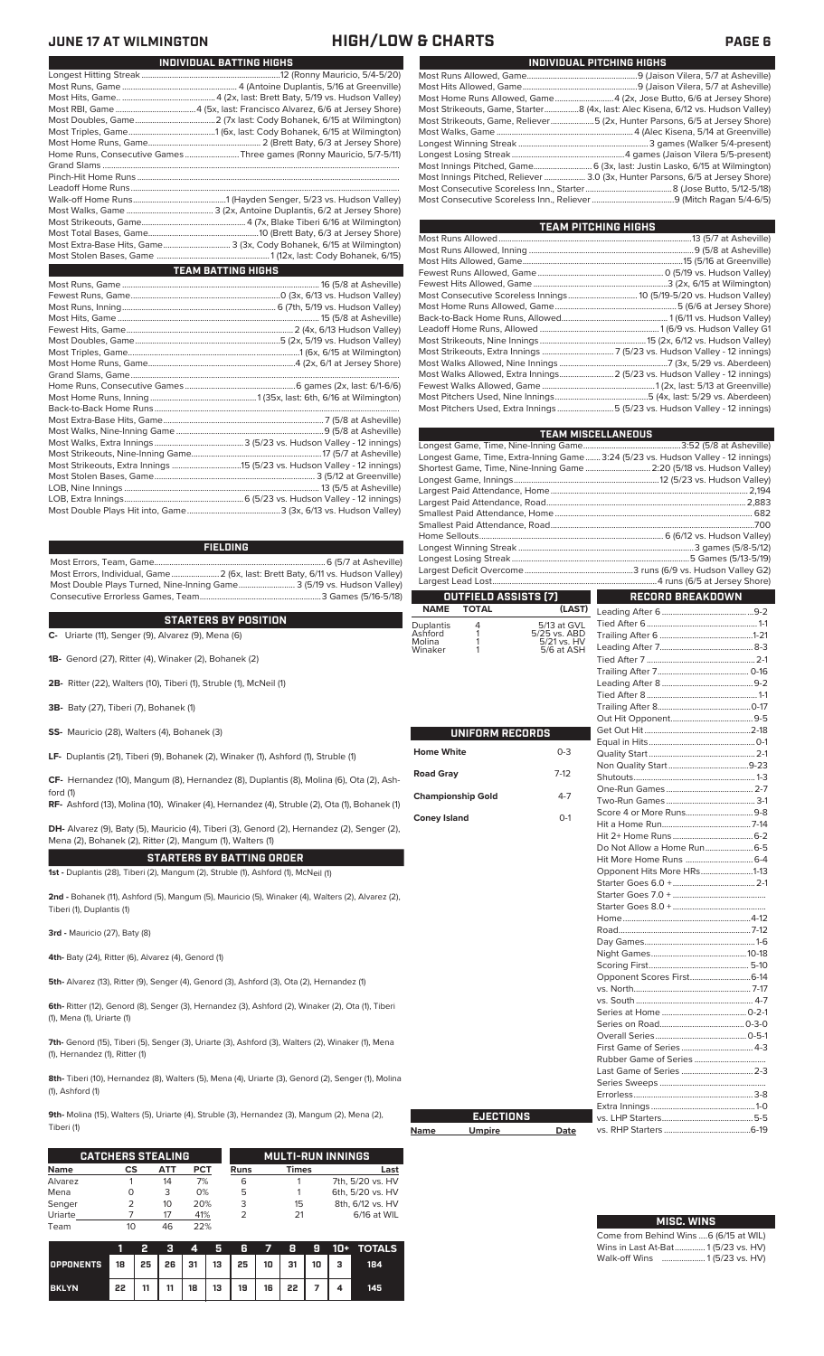# JUNE 17 AT WILMINGTON — HIGH/LOW & CHARTS

## INDIVIDUAL BATTING HIGHS

| | |
|---|---|
| Longest Hitting Streak | 12 (Ronny Mauricio, 5/4-5/20) |
| Most Runs, Game | 4 (Antoine Duplantis, 5/16 at Greenville) |
| Most Hits, Game | 4 (2x, last: Brett Baty, 5/19 vs. Hudson Valley) |
| Most RBI, Game | 4 (5x, last: Francisco Alvarez, 6/6 at Jersey Shore) |
| Most Doubles, Game | 2 (7x last: Cody Bohanek, 6/15 at Wilmington) |
| Most Triples, Game | 1 (6x, last: Cody Bohanek, 6/15 at Wilmington) |
| Most Home Runs, Game | 2 (Brett Baty, 6/3 at Jersey Shore) |
| Home Runs, Consecutive Games | Three games (Ronny Mauricio, 5/7-5/11) |
| Grand Slams | |
| Pinch-Hit Home Runs | |
| Leadoff Home Runs | |
| Walk-off Home Runs | 1 (Hayden Senger, 5/23 vs. Hudson Valley) |
| Most Walks, Game | 3 (2x, Antoine Duplantis, 6/2 at Jersey Shore) |
| Most Strikeouts, Game | 4 (7x, Blake Tiberi 6/16 at Wilmington) |
| Most Total Bases, Game | 10 (Brett Baty, 6/3 at Jersey Shore) |
| Most Extra-Base Hits, Game | 3 (3x, Cody Bohanek, 6/15 at Wilmington) |
| Most Stolen Bases, Game | 1 (12x, last: Cody Bohanek, 6/15) |

## TEAM BATTING HIGHS

| | |
|---|---|
| Most Runs, Game | 16 (5/8 at Asheville) |
| Fewest Runs, Game | 0 (3x, 6/13 vs. Hudson Valley) |
| Most Runs, Inning | 6 (7th, 5/19 vs. Hudson Valley) |
| Most Hits, Game | 15 (5/8 at Asheville) |
| Fewest Hits, Game | 2 (4x, 6/13 vs. Hudson Valley) |
| Most Doubles, Game | 5 (2x, 5/19 vs. Hudson Valley) |
| Most Triples, Game | 1 (6x, 6/15 at Wilmington) |
| Most Home Runs, Game | 4 (2x, 6/1 at Jersey Shore) |
| Grand Slams, Game | |
| Home Runs, Consecutive Games | 6 games (2x, last: 6/1-6/6) |
| Most Home Runs, Inning | 1 (35x, last: 6th, 6/16 at Wilmington) |
| Back-to-Back Home Runs | |
| Most Extra-Base Hits, Game | 7 (5/8 at Asheville) |
| Most Walks, Nine-Inning Game | 9 (5/8 at Asheville) |
| Most Walks, Extra Innings | 3 (5/23 vs. Hudson Valley - 12 innings) |
| Most Strikeouts, Nine-Inning Game | 17 (5/7 at Asheville) |
| Most Strikeouts, Extra Innings | 15 (5/23 vs. Hudson Valley - 12 innings) |
| Most Stolen Bases, Game | 3 (5/12 at Greenville) |
| LOB, Nine Innings | 13 (5/5 at Asheville) |
| LOB, Extra Innings | 6 (5/23 vs. Hudson Valley - 12 innings) |
| Most Double Plays Hit into, Game | 3 (3x, 6/13 vs. Hudson Valley) |

## FIELDING

| | |
|---|---|
| Most Errors, Team, Game | 6 (5/7 at Asheville) |
| Most Errors, Individual, Game | 2 (6x, last: Brett Baty, 6/11 vs. Hudson Valley) |
| Most Double Plays Turned, Nine-Inning Game | 3 (5/19 vs. Hudson Valley) |
| Consecutive Errorless Games, Team | 3 Games (5/16-5/18) |

## STARTERS BY POSITION

**C-** Uriarte (11), Senger (9), Alvarez (9), Mena (6)

**1B-** Genord (27), Ritter (4), Winaker (2), Bohanek (2)

**2B-** Ritter (22), Walters (10), Tiberi (1), Struble (1), McNeil (1)

**3B-** Baty (27), Tiberi (7), Bohanek (1)

**SS-** Mauricio (28), Walters (4), Bohanek (3)

**LF-** Duplantis (21), Tiberi (9), Bohanek (2), Winaker (1), Ashford (1), Struble (1)

**CF-** Hernandez (10), Mangum (8), Hernandez (8), Duplantis (8), Molina (6), Ota (2), Ashford (1)

**RF-** Ashford (13), Molina (10), Winaker (4), Hernandez (4), Struble (2), Ota (1), Bohanek (1)

**DH-** Alvarez (9), Baty (5), Mauricio (4), Tiberi (3), Genord (2), Hernandez (2), Senger (2), Mena (2), Bohanek (2), Ritter (2), Mangum (1), Walters (1)

## STARTERS BY BATTING ORDER

**1st -** Duplantis (28), Tiberi (2), Mangum (2), Struble (1), Ashford (1), McNeil (1)

**2nd -** Bohanek (11), Ashford (5), Mangum (5), Mauricio (5), Winaker (4), Walters (2), Alvarez (2), Tiberi (1), Duplantis (1)

**3rd -** Mauricio (27), Baty (8)

**4th-** Baty (24), Ritter (6), Alvarez (4), Genord (1)

**5th-** Alvarez (13), Ritter (9), Senger (4), Genord (3), Ashford (3), Ota (2), Hernandez (1)

**6th-** Ritter (12), Genord (8), Senger (3), Hernandez (3), Ashford (2), Winaker (2), Ota (1), Tiberi (1), Mena (1), Uriarte (1)

**7th-** Genord (15), Tiberi (5), Senger (3), Uriarte (3), Ashford (3), Walters (2), Winaker (1), Mena (1), Hernandez (1), Ritter (1)

**8th-** Tiberi (10), Hernandez (8), Walters (5), Mena (4), Uriarte (3), Genord (2), Senger (1), Molina (1), Ashford (1)

**9th-** Molina (15), Walters (5), Uriarte (4), Struble (3), Hernandez (3), Mangum (2), Mena (2), Tiberi (1)

## CATCHERS STEALING

| Name | CS | ATT | PCT |
|---|---|---|---|
| Alvarez | 1 | 14 | 7% |
| Mena | 0 | 3 | 0% |
| Senger | 2 | 10 | 20% |
| Uriarte | 7 | 17 | 41% |
| Team | 10 | 46 | 22% |

## MULTI-RUN INNINGS

| Runs | Times | Last |
|---|---|---|
| 6 | 1 | 7th, 5/20 vs. HV |
| 5 | 1 | 6th, 5/20 vs. HV |
| 3 | 15 | 8th, 6/12 vs. HV |
| 2 | 21 | 6/16 at WIL |

| | 1 | 2 | 3 | 4 | 5 | 6 | 7 | 8 | 9 | 10+ | TOTALS |
|---|---|---|---|---|---|---|---|---|---|---|---|
| OPPONENTS | 18 | 25 | 26 | 31 | 13 | 25 | 10 | 31 | 10 | 3 | 184 |
| BKLYN | 22 | 11 | 11 | 18 | 13 | 19 | 16 | 22 | 7 | 4 | 145 |

## INDIVIDUAL PITCHING HIGHS

| | |
|---|---|
| Most Runs Allowed, Game | 9 (Jaison Vilera, 5/7 at Asheville) |
| Most Hits Allowed, Game | 9 (Jaison Vilera, 5/7 at Asheville) |
| Most Home Runs Allowed, Game | 4 (2x, Jose Butto, 6/6 at Jersey Shore) |
| Most Strikeouts, Game, Starter | 8 (4x, last: Alec Kisena, 6/12 vs. Hudson Valley) |
| Most Strikeouts, Game, Reliever | 5 (2x, Hunter Parsons, 6/5 at Jersey Shore) |
| Most Walks, Game | 4 (Alec Kisena, 5/14 at Greenville) |
| Longest Winning Streak | 3 games (Walker 5/4-present) |
| Longest Losing Streak | 4 games (Jaison Vilera 5/5-present) |
| Most Innings Pitched, Game | 6 (3x, last: Justin Lasko, 6/15 at Wilmington) |
| Most Innings Pitched, Reliever | 3.0 (3x, Hunter Parsons, 6/5 at Jersey Shore) |
| Most Consecutive Scoreless Inn., Starter | 8 (Jose Butto, 5/12-5/18) |
| Most Consecutive Scoreless Inn., Reliever | 9 (Mitch Ragan 5/4-6/5) |

## TEAM PITCHING HIGHS

| | |
|---|---|
| Most Runs Allowed | 13 (5/7 at Asheville) |
| Most Runs Allowed, Inning | 9 (5/8 at Asheville) |
| Most Hits Allowed, Game | 15 (5/16 at Greenville) |
| Fewest Runs Allowed, Game | 0 (5/19 vs. Hudson Valley) |
| Fewest Hits Allowed, Game | 3 (2x, 6/15 at Wilmington) |
| Most Consecutive Scoreless Innings | 10 (5/19-5/20 vs. Hudson Valley) |
| Most Home Runs Allowed, Game | 5 (6/6 at Jersey Shore) |
| Back-to-Back Home Runs, Allowed | 1 (6/11 vs. Hudson Valley) |
| Leadoff Home Runs, Allowed | 1 (6/9 vs. Hudson Valley G1 |
| Most Strikeouts, Nine Innings | 15 (2x, 6/12 vs. Hudson Valley) |
| Most Strikeouts, Extra Innings | 7 (5/23 vs. Hudson Valley - 12 innings) |
| Most Walks Allowed, Nine Innings | 7 (3x, 5/29 vs. Aberdeen) |
| Most Walks Allowed, Extra Innings | 2 (5/23 vs. Hudson Valley - 12 innings) |
| Fewest Walks Allowed, Game | 1 (2x, last: 5/13 at Greenville) |
| Most Pitchers Used, Nine Innings | 5 (4x, last: 5/29 vs. Aberdeen) |
| Most Pitchers Used, Extra Innings | 5 (5/23 vs. Hudson Valley - 12 innings) |

## TEAM MISCELLANEOUS

| | |
|---|---|
| Longest Game, Time, Nine-Inning Game | 3:52 (5/8 at Asheville) |
| Longest Game, Time, Extra-Inning Game | 3:24 (5/23 vs. Hudson Valley - 12 innings) |
| Shortest Game, Time, Nine-Inning Game | 2:20 (5/18 vs. Hudson Valley) |
| Longest Game, Innings | 12 (5/23 vs. Hudson Valley) |
| Largest Paid Attendance, Home | 2,194 |
| Largest Paid Attendance, Road | 2,883 |
| Smallest Paid Attendance, Home | 682 |
| Smallest Paid Attendance, Road | 700 |
| Home Sellouts | 6 (6/12 vs. Hudson Valley) |
| Longest Winning Streak | 3 games (5/8-5/12) |
| Longest Losing Streak | 5 Games (5/13-5/19) |
| Largest Deficit Overcome | 3 runs (6/9 vs. Hudson Valley G2) |
| Largest Lead Lost | 4 runs (6/5 at Jersey Shore) |

## OUTFIELD ASSISTS (7)

| NAME | TOTAL | (LAST) |
|---|---|---|
| Duplantis | 4 | 5/13 at GVL |
| Ashford | 1 | 5/25 vs. ABD |
| Molina | 1 | 5/21 vs. HV |
| Winaker | 1 | 5/6 at ASH |

## UNIFORM RECORDS

| | |
|---|---|
| Home White | 0-3 |
| Road Gray | 7-12 |
| Championship Gold | 4-7 |
| Coney Island | 0-1 |

## EJECTIONS

| Name | Umpire | Date |
|---|---|---|

## RECORD BREAKDOWN

| | |
|---|---|
| Leading After 6 | 9-2 |
| Tied After 6 | 1-1 |
| Trailing After 6 | 1-21 |
| Leading After 7 | 8-3 |
| Tied After 7 | 2-1 |
| Trailing After 7 | 0-16 |
| Leading After 8 | 9-2 |
| Tied After 8 | 1-1 |
| Trailing After 8 | 0-17 |
| Out Hit Opponent | 9-5 |
| Get Out Hit | 2-18 |
| Equal in Hits | 0-1 |
| Quality Start | 2-1 |
| Non Quality Start | 9-23 |
| Shutouts | 1-3 |
| One-Run Games | 2-7 |
| Two-Run Games | 3-1 |
| Score 4 or More Runs | 9-8 |
| Hit a Home Run | 7-14 |
| Hit 2+ Home Runs | 6-2 |
| Do Not Allow a Home Run | 6-5 |
| Hit More Home Runs | 6-4 |
| Opponent Hits More HRs | 1-13 |
| Starter Goes 6.0 + | 2-1 |
| Starter Goes 7.0 + | |
| Starter Goes 8.0 + | |
| Home | 4-12 |
| Road | 7-12 |
| Day Games | 1-6 |
| Night Games | 10-18 |
| Scoring First | 5-10 |
| Opponent Scores First | 6-14 |
| vs. North | 7-17 |
| vs. South | 4-7 |
| Series at Home | 0-2-1 |
| Series on Road | 0-3-0 |
| Overall Series | 0-5-1 |
| First Game of Series | 4-3 |
| Rubber Game of Series | |
| Last Game of Series | 2-3 |
| Series Sweeps | |
| Errorless | 3-8 |
| Extra Innings | 1-0 |
| vs. LHP Starters | 5-5 |
| vs. RHP Starters | 6-19 |

## MISC. WINS

| | |
|---|---|
| Come from Behind Wins | 6 (6/15 at WIL) |
| Wins in Last At-Bat | 1 (5/23 vs. HV) |
| Walk-off Wins | 1 (5/23 vs. HV) |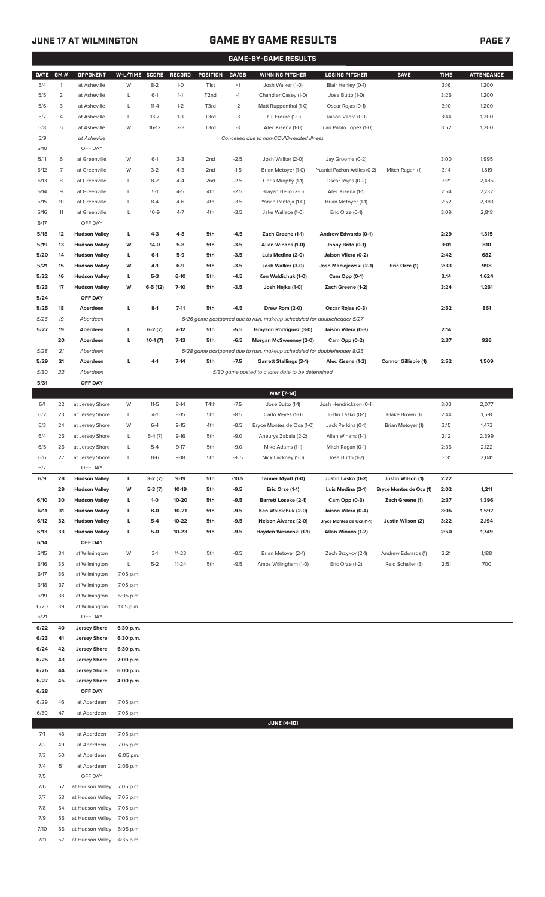## JUNE 17 AT WILMINGTON — GAME BY GAME RESULTS

### GAME-BY-GAME RESULTS

| DATE | GM # | OPPONENT | W-L/TIME | SCORE | RECORD | POSITION | GA/GB | WINNING PITCHER | LOSING PITCHER | SAVE | TIME | ATTENDANCE |
|---|---|---|---|---|---|---|---|---|---|---|---|---|
| 5/4 | 1 | at Asheville | W | 8-2 | 1-0 | T1st | +1 | Josh Walker (1-0) | Blair Henley (0-1) | | 3:16 | 1,200 |
| 5/5 | 2 | at Asheville | L | 6-1 | 1-1 | T2nd | -1 | Chandler Casey (1-0) | Jose Butto (1-0) | | 3:26 | 1,200 |
| 5/6 | 3 | at Asheville | L | 11-4 | 1-2 | T3rd | -2 | Matt Ruppenthal (1-0) | Oscar Rojas (0-1) | | 3:10 | 1,200 |
| 5/7 | 4 | at Asheville | L | 13-7 | 1-3 | T3rd | -3 | R.J. Freure (1-0) | Jaison Vilera (0-1) | | 3:44 | 1,200 |
| 5/8 | 5 | at Asheville | W | 16-12 | 2-3 | T3rd | -3 | Alec Kisena (1-0) | Juan Pablo Lopez (1-0) | | 3:52 | 1,200 |
| 5/9 | | at Asheville | | | | | | Cancelled due to non-COVID-related illness | | | | |
| 5/10 | | OFF DAY | | | | | | | | | | |
| 5/11 | 6 | at Greenville | W | 6-1 | 3-3 | 2nd | -2.5 | Josh Walker (2-0) | Jay Groome (0-2) | | 3:00 | 1,995 |
| 5/12 | 7 | at Greenville | W | 3-2 | 4-3 | 2nd | -1.5 | Brian Metoyer (1-0) | Yusniel Padron-Artilles (0-2) | Mitch Ragan (1) | 3:14 | 1,819 |
| 5/13 | 8 | at Greenville | L | 8-2 | 4-4 | 2nd | -2.5 | Chris Murphy (1-1) | Oscar Rojas (0-2) | | 3:21 | 2,485 |
| 5/14 | 9 | at Greenville | L | 5-1 | 4-5 | 4th | -2.5 | Brayan Bello (2-0) | Alec Kisena (1-1) | | 2:54 | 2,732 |
| 5/15 | 10 | at Greenville | L | 8-4 | 4-6 | 4th | -3.5 | Yorvin Pantoja (1-0) | Brian Metoyer (1-1) | | 2:52 | 2,883 |
| 5/16 | 11 | at Greenville | L | 10-9 | 4-7 | 4th | -3.5 | Jake Wallace (1-0) | Eric Orze (0-1) | | 3:09 | 2,818 |
| 5/17 | | OFF DAY | | | | | | | | | | |
| **5/18** | **12** | **Hudson Valley** | **L** | **4-3** | **4-8** | **5th** | **-4.5** | **Zach Greene (1-1)** | **Andrew Edwards (0-1)** | | **2:29** | **1,315** |
| **5/19** | **13** | **Hudson Valley** | **W** | **14-0** | **5-8** | **5th** | **-3.5** | **Allan Winans (1-0)** | **Jhony Brito (0-1)** | | **3:01** | **810** |
| **5/20** | **14** | **Hudson Valley** | **L** | **6-1** | **5-9** | **5th** | **-3.5** | **Luis Medina (2-0)** | **Jaison Vilera (0-2)** | | **2:42** | **682** |
| **5/21** | **15** | **Hudson Valley** | **W** | **4-1** | **6-9** | **5th** | **-3.5** | **Josh Walker (3-0)** | **Josh Maciejewski (2-1)** | **Eric Orze (1)** | **2:33** | **998** |
| **5/22** | **16** | **Hudson Valley** | **L** | **5-3** | **6-10** | **5th** | **-4.5** | **Ken Waldichuk (1-0)** | **Cam Opp (0-1)** | | **3:14** | **1,624** |
| **5/23** | **17** | **Hudson Valley** | **W** | **6-5 (12)** | **7-10** | **5th** | **-3.5** | **Josh Hejka (1-0)** | **Zach Greene (1-2)** | | **3:24** | **1,261** |
| **5/24** | | **OFF DAY** | | | | | | | | | | |
| **5/25** | **18** | **Aberdeen** | **L** | **8-1** | **7-11** | **5th** | **-4.5** | **Drew Rom (2-0)** | **Oscar Rojas (0-3)** | | **2:52** | **861** |
| *5/26* | *19* | *Aberdeen* | | | | | | *5/26 game postponed due to rain, makeup scheduled for doubleheader 5/27* | | | | |
| **5/27** | **19** | **Aberdeen** | **L** | **6-2 (7)** | **7-12** | **5th** | **-5.5** | **Grayson Rodriguez (3-0)** | **Jaison Vilera (0-3)** | | **2:14** | |
| | **20** | **Aberdeen** | **L** | **10-1 (7)** | **7-13** | **5th** | **-6.5** | **Morgan McSweeney (2-0)** | **Cam Opp (0-2)** | | **2:37** | **926** |
| *5/28* | *21* | *Aberdeen* | | | | | | *5/28 game postponed due to rain, makeup scheduled for doubleheader 8/25* | | | | |
| **5/29** | **21** | **Aberdeen** | **L** | **4-1** | **7-14** | **5th** | **-7.5** | **Garrett Stallings (3-1)** | **Alec Kisena (1-2)** | **Connor Gillispie (1)** | **2:52** | **1,509** |
| *5/30* | *22* | *Aberdeen* | | | | | | *5/30 game posted to a later date to be determined* | | | | |
| **5/31** | | **OFF DAY** | | | | | | | | | | |
| | | | | | | | | **MAY [7-14]** | | | | |
| 6/1 | 22 | at Jersey Shore | W | 11-5 | 8-14 | T4th | -7.5 | Jose Butto (1-1) | Josh Hendrickson (0-1) | | 3:03 | 2,077 |
| 6/2 | 23 | at Jersey Shore | L | 4-1 | 8-15 | 5th | -8.5 | Carlo Reyes (1-0) | Justin Lasko (0-1) | Blake Brown (1) | 2:44 | 1,591 |
| 6/3 | 24 | at Jersey Shore | W | 6-4 | 9-15 | 4th | -8.5 | Bryce Montes de Oca (1-0) | Jack Perkins (0-1) | Brian Metoyer (1) | 3:15 | 1,473 |
| 6/4 | 25 | at Jersey Shore | L | 5-4 (7) | 9-16 | 5th | -9.0 | Aneurys Zabala (2-2) | Allan Winans (1-1) | | 2:12 | 2,399 |
| 6/5 | 26 | at Jersey Shore | L | 5-4 | 9-17 | 5th | -9.0 | Mike Adams (1-1) | Mitch Ragan (0-1) | | 2:36 | 2,122 |
| 6/6 | 27 | at Jersey Shore | L | 11-6 | 9-18 | 5th | -9..5 | Nick Lackney (1-0) | Jose Butto (1-2) | | 3:31 | 2,041 |
| 6/7 | | OFF DAY | | | | | | | | | | |
| **6/9** | **28** | **Hudson Valley** | **L** | **3-2 (7)** | **9-19** | **5th** | **-10.5** | **Tanner Myatt (1-0)** | **Justin Lasko (0-2)** | **Justin Wilson (1)** | **2:22** | |
| | **29** | **Hudson Valley** | **W** | **5-3 (7)** | **10-19** | **5th** | **-9.5** | **Eric Orze (1-1)** | **Luis Medina (2-1)** | **Bryce Montes de Oca (1)** | **2:02** | **1,211** |
| **6/10** | **30** | **Hudson Valley** | **L** | **1-0** | **10-20** | **5th** | **-9.5** | **Barrett Loseke (2-1)** | **Cam Opp (0-3)** | **Zach Greene (1)** | **2:37** | **1,396** |
| **6/11** | **31** | **Hudson Valley** | **L** | **8-0** | **10-21** | **5th** | **-9.5** | **Ken Waldichuk (2-0)** | **Jaison Vilera (0-4)** | | **3:06** | **1,597** |
| **6/12** | **32** | **Hudson Valley** | **L** | **5-4** | **10-22** | **5th** | **-9.5** | **Nelson Alvarez (2-0)** | **Bryce Montes de Oca (1-1)** | **Justin Wilson (2)** | **3:22** | **2,194** |
| **6/13** | **33** | **Hudson Valley** | **L** | **5-0** | **10-23** | **5th** | **-9.5** | **Hayden Wesneski (1-1)** | **Allan Winans (1-2)** | | **2:50** | **1,749** |
| **6/14** | | **OFF DAY** | | | | | | | | | | |
| 6/15 | 34 | at Wilmington | W | 3-1 | 11-23 | 5th | -8.5 | Brian Metoyer (2-1) | Zach Brzykcy (2-1) | Andrew Edwards (1) | 2:21 | 1,188 |
| 6/16 | 35 | at Wilmington | L | 5-2 | 11-24 | 5th | -9.5 | Amos Willingham (1-0) | Eric Orze (1-2) | Reid Schaller (3) | 2:51 | 700 |
| 6/17 | 36 | at Wilmington | 7:05 p.m. | | | | | | | | | |
| 6/18 | 37 | at Wilmington | 7:05 p.m. | | | | | | | | | |
| 6/19 | 38 | at Wilmington | 6:05 p.m. | | | | | | | | | |
| 6/20 | 39 | at Wilmington | 1:05 p.m. | | | | | | | | | |
| 6/21 | | OFF DAY | | | | | | | | | | |
| **6/22** | **40** | **Jersey Shore** | **6:30 p.m.** | | | | | | | | | |
| **6/23** | **41** | **Jersey Shore** | **6:30 p.m.** | | | | | | | | | |
| **6/24** | **42** | **Jersey Shore** | **6:30 p.m.** | | | | | | | | | |
| **6/25** | **43** | **Jersey Shore** | **7:00 p.m.** | | | | | | | | | |
| **6/26** | **44** | **Jersey Shore** | **6:00 p.m.** | | | | | | | | | |
| **6/27** | **45** | **Jersey Shore** | **4:00 p.m.** | | | | | | | | | |
| **6/28** | | **OFF DAY** | | | | | | | | | | |
| 6/29 | 46 | at Aberdeen | 7:05 p.m. | | | | | | | | | |
| 6/30 | 47 | at Aberdeen | 7:05 p.m. | | | | | | | | | |
| | | | | | | | | **JUNE [4-10]** | | | | |
| 7/1 | 48 | at Aberdeen | 7:05 p.m. | | | | | | | | | |
| 7/2 | 49 | at Aberdeen | 7:05 p.m. | | | | | | | | | |
| 7/3 | 50 | at Aberdeen | 6:05 pm. | | | | | | | | | |
| 7/4 | 51 | at Aberdeen | 2:05 p.m. | | | | | | | | | |
| 7/5 | | OFF DAY | | | | | | | | | | |
| 7/6 | 52 | at Hudson Valley | 7:05 p.m. | | | | | | | | | |
| 7/7 | 53 | at Hudson Valley | 7:05 p.m. | | | | | | | | | |
| 7/8 | 54 | at Hudson Valley | 7:05 p.m. | | | | | | | | | |
| 7/9 | 55 | at Hudson Valley | 7:05 p.m. | | | | | | | | | |
| 7/10 | 56 | at Hudson Valley | 6:05 p.m. | | | | | | | | | |
| 7/11 | 57 | at Hudson Valley | 4:35 p.m. | | | | | | | | | |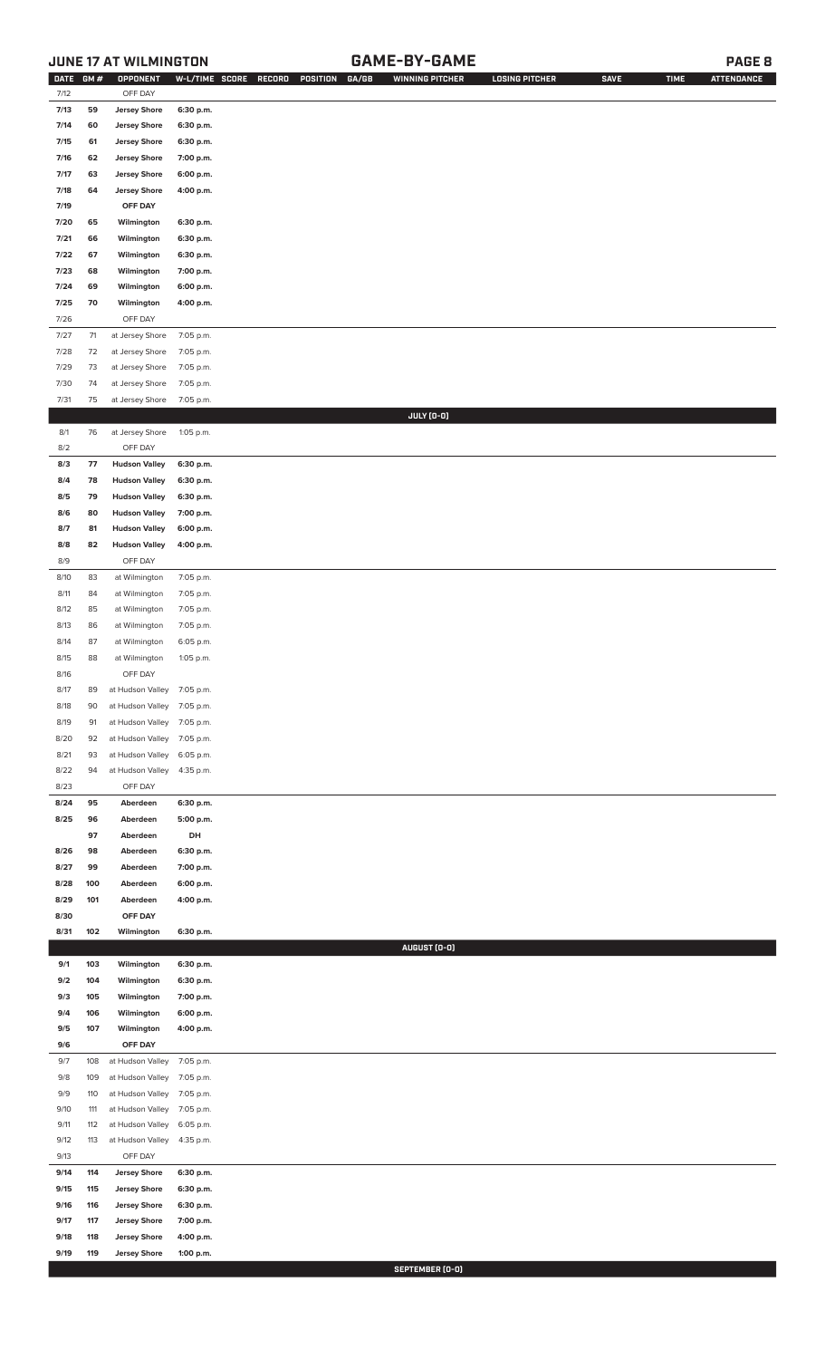## JUNE 17 AT WILMINGTON

## GAME-BY-GAME

| DATE | GM # | OPPONENT | W-L/TIME | SCORE | RECORD | POSITION | GA/GB | WINNING PITCHER | LOSING PITCHER | SAVE | TIME | ATTENDANCE |
|---|---|---|---|---|---|---|---|---|---|---|---|---|
| 7/12 | | OFF DAY | | | | | | | | | | |
| **7/13** | **59** | **Jersey Shore** | **6:30 p.m.** | | | | | | | | | |
| **7/14** | **60** | **Jersey Shore** | **6:30 p.m.** | | | | | | | | | |
| **7/15** | **61** | **Jersey Shore** | **6:30 p.m.** | | | | | | | | | |
| **7/16** | **62** | **Jersey Shore** | **7:00 p.m.** | | | | | | | | | |
| **7/17** | **63** | **Jersey Shore** | **6:00 p.m.** | | | | | | | | | |
| **7/18** | **64** | **Jersey Shore** | **4:00 p.m.** | | | | | | | | | |
| **7/19** | | **OFF DAY** | | | | | | | | | | |
| **7/20** | **65** | **Wilmington** | **6:30 p.m.** | | | | | | | | | |
| **7/21** | **66** | **Wilmington** | **6:30 p.m.** | | | | | | | | | |
| **7/22** | **67** | **Wilmington** | **6:30 p.m.** | | | | | | | | | |
| **7/23** | **68** | **Wilmington** | **7:00 p.m.** | | | | | | | | | |
| **7/24** | **69** | **Wilmington** | **6:00 p.m.** | | | | | | | | | |
| **7/25** | **70** | **Wilmington** | **4:00 p.m.** | | | | | | | | | |
| 7/26 | | OFF DAY | | | | | | | | | | |
| 7/27 | 71 | at Jersey Shore | 7:05 p.m. | | | | | | | | | |
| 7/28 | 72 | at Jersey Shore | 7:05 p.m. | | | | | | | | | |
| 7/29 | 73 | at Jersey Shore | 7:05 p.m. | | | | | | | | | |
| 7/30 | 74 | at Jersey Shore | 7:05 p.m. | | | | | | | | | |
| 7/31 | 75 | at Jersey Shore | 7:05 p.m. | | | | | | | | | |
| | | | | | | | | **JULY (0-0)** | | | | |
| 8/1 | 76 | at Jersey Shore | 1:05 p.m. | | | | | | | | | |
| 8/2 | | OFF DAY | | | | | | | | | | |
| **8/3** | **77** | **Hudson Valley** | **6:30 p.m.** | | | | | | | | | |
| **8/4** | **78** | **Hudson Valley** | **6:30 p.m.** | | | | | | | | | |
| **8/5** | **79** | **Hudson Valley** | **6:30 p.m.** | | | | | | | | | |
| **8/6** | **80** | **Hudson Valley** | **7:00 p.m.** | | | | | | | | | |
| **8/7** | **81** | **Hudson Valley** | **6:00 p.m.** | | | | | | | | | |
| **8/8** | **82** | **Hudson Valley** | **4:00 p.m.** | | | | | | | | | |
| 8/9 | | OFF DAY | | | | | | | | | | |
| 8/10 | 83 | at Wilmington | 7:05 p.m. | | | | | | | | | |
| 8/11 | 84 | at Wilmington | 7:05 p.m. | | | | | | | | | |
| 8/12 | 85 | at Wilmington | 7:05 p.m. | | | | | | | | | |
| 8/13 | 86 | at Wilmington | 7:05 p.m. | | | | | | | | | |
| 8/14 | 87 | at Wilmington | 6:05 p.m. | | | | | | | | | |
| 8/15 | 88 | at Wilmington | 1:05 p.m. | | | | | | | | | |
| 8/16 | | OFF DAY | | | | | | | | | | |
| 8/17 | 89 | at Hudson Valley | 7:05 p.m. | | | | | | | | | |
| 8/18 | 90 | at Hudson Valley | 7:05 p.m. | | | | | | | | | |
| 8/19 | 91 | at Hudson Valley | 7:05 p.m. | | | | | | | | | |
| 8/20 | 92 | at Hudson Valley | 7:05 p.m. | | | | | | | | | |
| 8/21 | 93 | at Hudson Valley | 6:05 p.m. | | | | | | | | | |
| 8/22 | 94 | at Hudson Valley | 4:35 p.m. | | | | | | | | | |
| 8/23 | | OFF DAY | | | | | | | | | | |
| **8/24** | **95** | **Aberdeen** | **6:30 p.m.** | | | | | | | | | |
| **8/25** | **96** | **Aberdeen** | **5:00 p.m.** | | | | | | | | | |
| | **97** | **Aberdeen** | **DH** | | | | | | | | | |
| **8/26** | **98** | **Aberdeen** | **6:30 p.m.** | | | | | | | | | |
| **8/27** | **99** | **Aberdeen** | **7:00 p.m.** | | | | | | | | | |
| **8/28** | **100** | **Aberdeen** | **6:00 p.m.** | | | | | | | | | |
| **8/29** | **101** | **Aberdeen** | **4:00 p.m.** | | | | | | | | | |
| **8/30** | | **OFF DAY** | | | | | | | | | | |
| **8/31** | **102** | **Wilmington** | **6:30 p.m.** | | | | | | | | | |
| | | | | | | | | **AUGUST (0-0)** | | | | |
| **9/1** | **103** | **Wilmington** | **6:30 p.m.** | | | | | | | | | |
| **9/2** | **104** | **Wilmington** | **6:30 p.m.** | | | | | | | | | |
| **9/3** | **105** | **Wilmington** | **7:00 p.m.** | | | | | | | | | |
| **9/4** | **106** | **Wilmington** | **6:00 p.m.** | | | | | | | | | |
| **9/5** | **107** | **Wilmington** | **4:00 p.m.** | | | | | | | | | |
| **9/6** | | **OFF DAY** | | | | | | | | | | |
| 9/7 | 108 | at Hudson Valley | 7:05 p.m. | | | | | | | | | |
| 9/8 | 109 | at Hudson Valley | 7:05 p.m. | | | | | | | | | |
| 9/9 | 110 | at Hudson Valley | 7:05 p.m. | | | | | | | | | |
| 9/10 | 111 | at Hudson Valley | 7:05 p.m. | | | | | | | | | |
| 9/11 | 112 | at Hudson Valley | 6:05 p.m. | | | | | | | | | |
| 9/12 | 113 | at Hudson Valley | 4:35 p.m. | | | | | | | | | |
| 9/13 | | OFF DAY | | | | | | | | | | |
| **9/14** | **114** | **Jersey Shore** | **6:30 p.m.** | | | | | | | | | |
| **9/15** | **115** | **Jersey Shore** | **6:30 p.m.** | | | | | | | | | |
| **9/16** | **116** | **Jersey Shore** | **6:30 p.m.** | | | | | | | | | |
| **9/17** | **117** | **Jersey Shore** | **7:00 p.m.** | | | | | | | | | |
| **9/18** | **118** | **Jersey Shore** | **4:00 p.m.** | | | | | | | | | |
| **9/19** | **119** | **Jersey Shore** | **1:00 p.m.** | | | | | | | | | |
| | | | | | | | | **SEPTEMBER (0-0)** | | | | |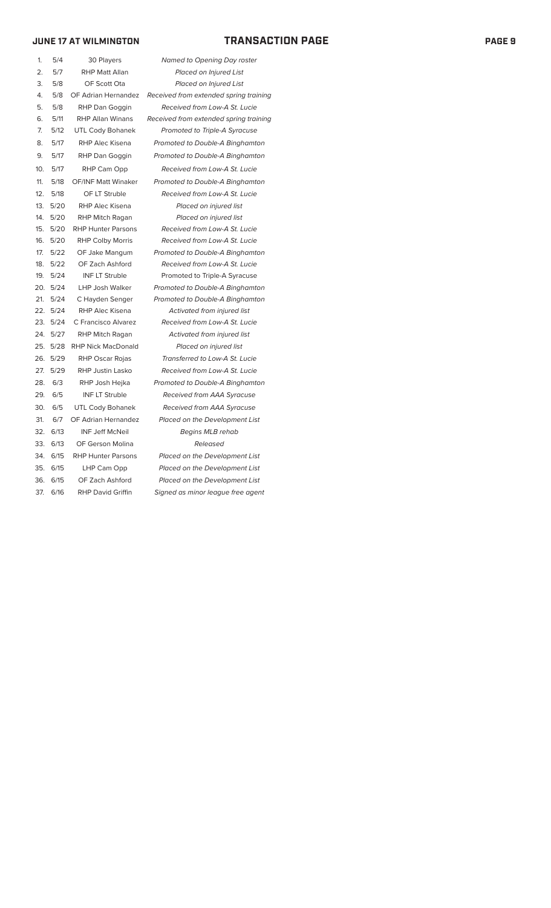## TRANSACTION PAGE

| # | Date | Player | Transaction |
|---|---|---|---|
| 1. | 5/4 | 30 Players | *Named to Opening Day roster* |
| 2. | 5/7 | RHP Matt Allan | *Placed on Injured List* |
| 3. | 5/8 | OF Scott Ota | *Placed on Injured List* |
| 4. | 5/8 | OF Adrian Hernandez | *Received from extended spring training* |
| 5. | 5/8 | RHP Dan Goggin | *Received from Low-A St. Lucie* |
| 6. | 5/11 | RHP Allan Winans | *Received from extended spring training* |
| 7. | 5/12 | UTL Cody Bohanek | *Promoted to Triple-A Syracuse* |
| 8. | 5/17 | RHP Alec Kisena | *Promoted to Double-A Binghamton* |
| 9. | 5/17 | RHP Dan Goggin | *Promoted to Double-A Binghamton* |
| 10. | 5/17 | RHP Cam Opp | *Received from Low-A St. Lucie* |
| 11. | 5/18 | OF/INF Matt Winaker | *Promoted to Double-A Binghamton* |
| 12. | 5/18 | OF LT Struble | *Received from Low-A St. Lucie* |
| 13. | 5/20 | RHP Alec Kisena | *Placed on injured list* |
| 14. | 5/20 | RHP Mitch Ragan | *Placed on injured list* |
| 15. | 5/20 | RHP Hunter Parsons | *Received from Low-A St. Lucie* |
| 16. | 5/20 | RHP Colby Morris | *Received from Low-A St. Lucie* |
| 17. | 5/22 | OF Jake Mangum | *Promoted to Double-A Binghamton* |
| 18. | 5/22 | OF Zach Ashford | *Received from Low-A St. Lucie* |
| 19. | 5/24 | INF LT Struble | Promoted to Triple-A Syracuse |
| 20. | 5/24 | LHP Josh Walker | *Promoted to Double-A Binghamton* |
| 21. | 5/24 | C Hayden Senger | *Promoted to Double-A Binghamton* |
| 22. | 5/24 | RHP Alec Kisena | *Activated from injured list* |
| 23. | 5/24 | C Francisco Alvarez | *Received from Low-A St. Lucie* |
| 24. | 5/27 | RHP Mitch Ragan | *Activated from injured list* |
| 25. | 5/28 | RHP Nick MacDonald | *Placed on injured list* |
| 26. | 5/29 | RHP Oscar Rojas | *Transferred to Low-A St. Lucie* |
| 27. | 5/29 | RHP Justin Lasko | *Received from Low-A St. Lucie* |
| 28. | 6/3 | RHP Josh Hejka | *Promoted to Double-A Binghamton* |
| 29. | 6/5 | INF LT Struble | *Received from AAA Syracuse* |
| 30. | 6/5 | UTL Cody Bohanek | *Received from AAA Syracuse* |
| 31. | 6/7 | OF Adrian Hernandez | *Placed on the Development List* |
| 32. | 6/13 | INF Jeff McNeil | *Begins MLB rehab* |
| 33. | 6/13 | OF Gerson Molina | *Released* |
| 34. | 6/15 | RHP Hunter Parsons | *Placed on the Development List* |
| 35. | 6/15 | LHP Cam Opp | *Placed on the Development List* |
| 36. | 6/15 | OF Zach Ashford | *Placed on the Development List* |
| 37. | 6/16 | RHP David Griffin | *Signed as minor league free agent* |